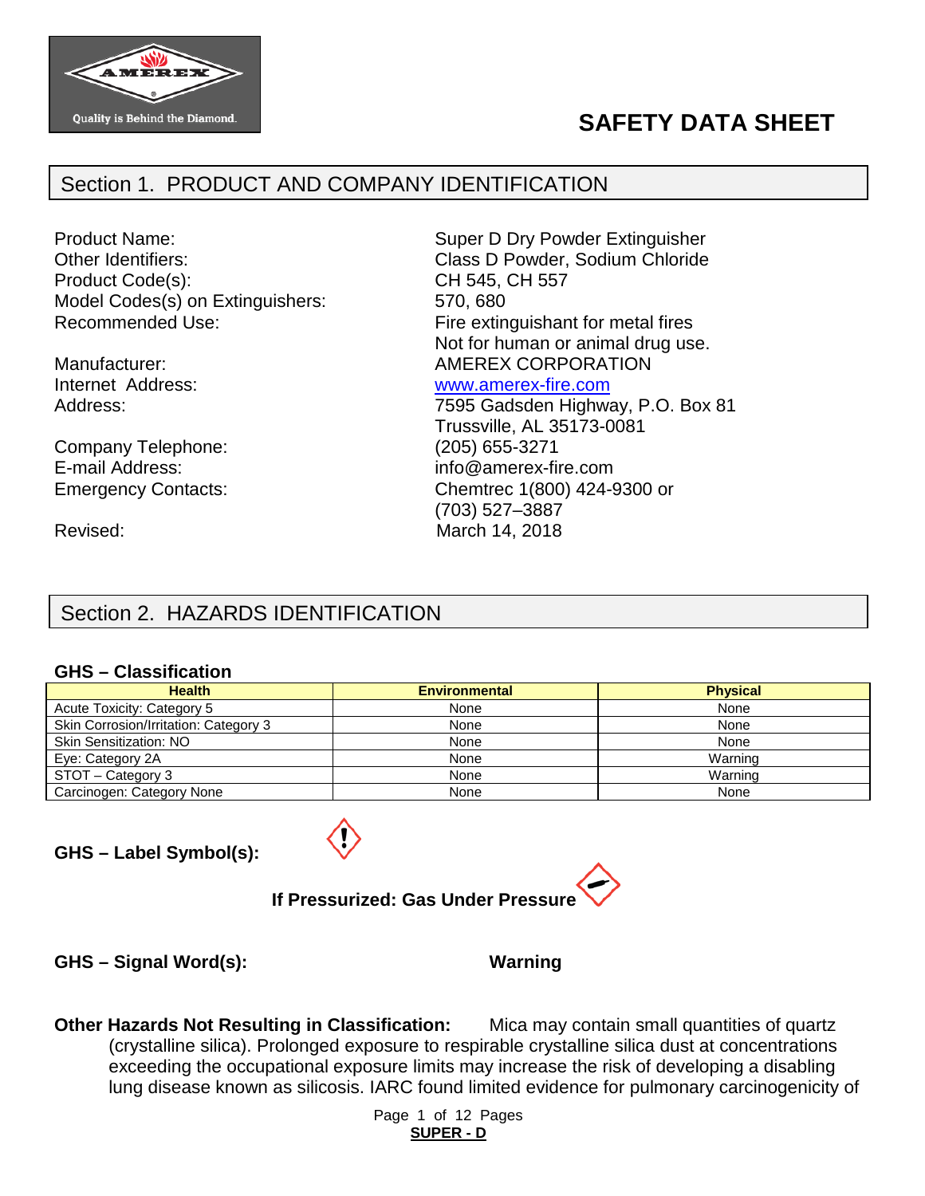# SAFETY DATA SHEET

## Section 1. PRODUCT AND COMPANY IDENTIFICATION

| | |
|---|---|
| Product Name: | Super D Dry Powder Extinguisher |
| Other Identifiers: | Class D Powder, Sodium Chloride |
| Product Code(s): | CH 545, CH 557 |
| Model Codes(s) on Extinguishers: | 570, 680 |
| Recommended Use: | Fire extinguishant for metal fires<br>Not for human or animal drug use. |
| Manufacturer: | AMEREX CORPORATION |
| Internet Address: | www.amerex-fire.com |
| Address: | 7595 Gadsden Highway, P.O. Box 81<br>Trussville, AL 35173-0081 |
| Company Telephone: | (205) 655-3271 |
| E-mail Address: | info@amerex-fire.com |
| Emergency Contacts: | Chemtrec 1(800) 424-9300 or<br>(703) 527–3887 |
| Revised: | March 14, 2018 |

## Section 2. HAZARDS IDENTIFICATION

### GHS – Classification

| Health | Environmental | Physical |
|---|---|---|
| Acute Toxicity: Category 5 | None | None |
| Skin Corrosion/Irritation: Category 3 | None | None |
| Skin Sensitization: NO | None | None |
| Eye: Category 2A | None | Warning |
| STOT – Category 3 | None | Warning |
| Carcinogen: Category None | None | None |

**GHS – Label Symbol(s):**

**If Pressurized: Gas Under Pressure**

**GHS – Signal Word(s):** **Warning**

**Other Hazards Not Resulting in Classification:** Mica may contain small quantities of quartz (crystalline silica). Prolonged exposure to respirable crystalline silica dust at concentrations exceeding the occupational exposure limits may increase the risk of developing a disabling lung disease known as silicosis. IARC found limited evidence for pulmonary carcinogenicity of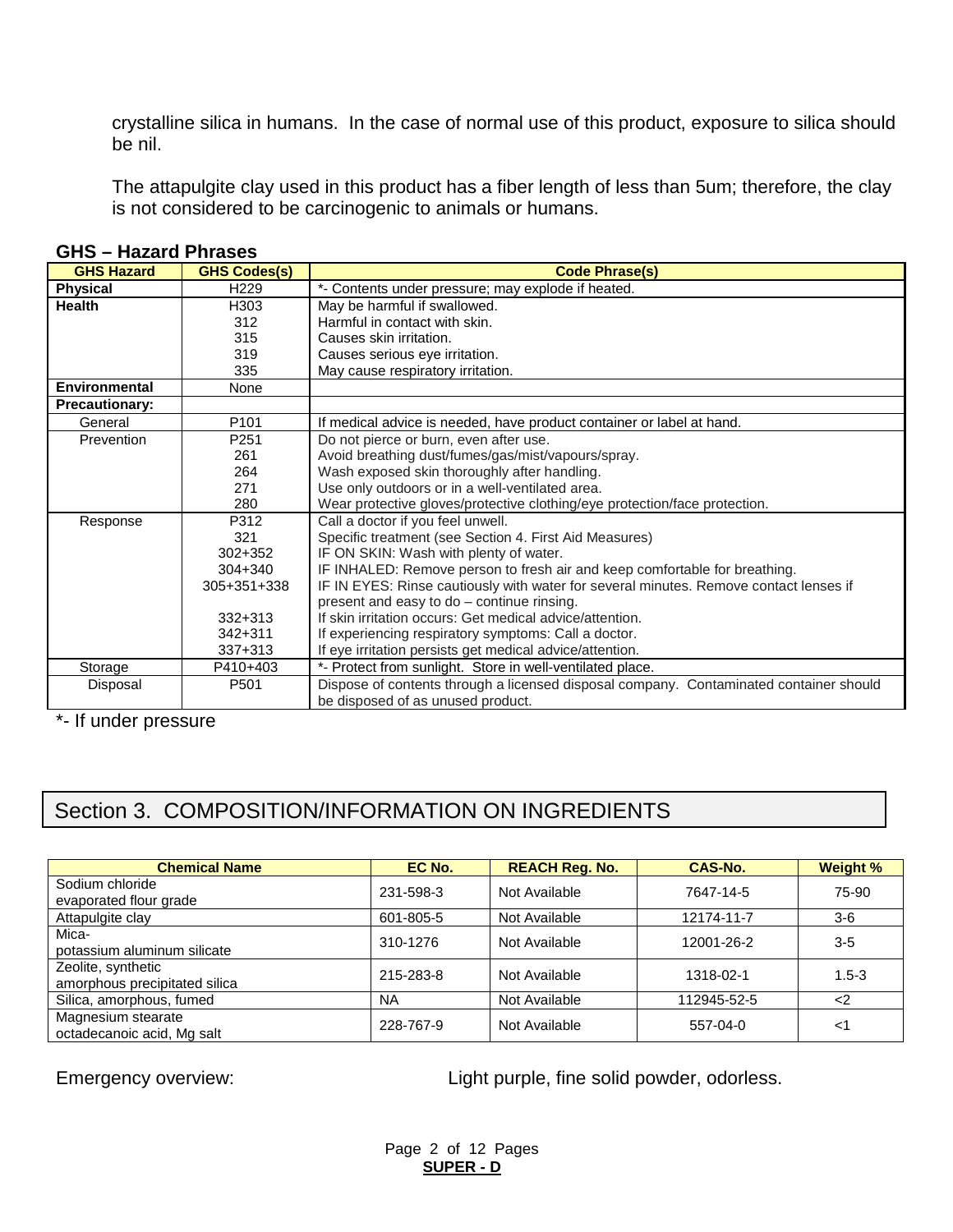crystalline silica in humans. In the case of normal use of this product, exposure to silica should be nil.

The attapulgite clay used in this product has a fiber length of less than 5um; therefore, the clay is not considered to be carcinogenic to animals or humans.

**GHS – Hazard Phrases**

| GHS Hazard | GHS Codes(s) | Code Phrase(s) |
|---|---|---|
| **Physical** | H229 | *- Contents under pressure; may explode if heated. |
| **Health** | H303<br>312<br>315<br>319<br>335 | May be harmful if swallowed.<br>Harmful in contact with skin.<br>Causes skin irritation.<br>Causes serious eye irritation.<br>May cause respiratory irritation. |
| **Environmental** | None | |
| **Precautionary:** | | |
| General | P101 | If medical advice is needed, have product container or label at hand. |
| Prevention | P251<br>261<br>264<br>271<br>280 | Do not pierce or burn, even after use.<br>Avoid breathing dust/fumes/gas/mist/vapours/spray.<br>Wash exposed skin thoroughly after handling.<br>Use only outdoors or in a well-ventilated area.<br>Wear protective gloves/protective clothing/eye protection/face protection. |
| Response | P312<br>321<br>302+352<br>304+340<br>305+351+338<br><br>332+313<br>342+311<br>337+313 | Call a doctor if you feel unwell.<br>Specific treatment (see Section 4. First Aid Measures)<br>IF ON SKIN: Wash with plenty of water.<br>IF INHALED: Remove person to fresh air and keep comfortable for breathing.<br>IF IN EYES: Rinse cautiously with water for several minutes. Remove contact lenses if present and easy to do – continue rinsing.<br>If skin irritation occurs: Get medical advice/attention.<br>If experiencing respiratory symptoms: Call a doctor.<br>If eye irritation persists get medical advice/attention. |
| Storage | P410+403 | *- Protect from sunlight. Store in well-ventilated place. |
| Disposal | P501 | Dispose of contents through a licensed disposal company. Contaminated container should be disposed of as unused product. |

*- If under pressure

## Section 3. COMPOSITION/INFORMATION ON INGREDIENTS

| Chemical Name | EC No. | REACH Reg. No. | CAS-No. | Weight % |
|---|---|---|---|---|
| Sodium chloride<br>evaporated flour grade | 231-598-3 | Not Available | 7647-14-5 | 75-90 |
| Attapulgite clay | 601-805-5 | Not Available | 12174-11-7 | 3-6 |
| Mica-<br>potassium aluminum silicate | 310-1276 | Not Available | 12001-26-2 | 3-5 |
| Zeolite, synthetic<br>amorphous precipitated silica | 215-283-8 | Not Available | 1318-02-1 | 1.5-3 |
| Silica, amorphous, fumed | NA | Not Available | 112945-52-5 | <2 |
| Magnesium stearate<br>octadecanoic acid, Mg salt | 228-767-9 | Not Available | 557-04-0 | <1 |

Emergency overview: Light purple, fine solid powder, odorless.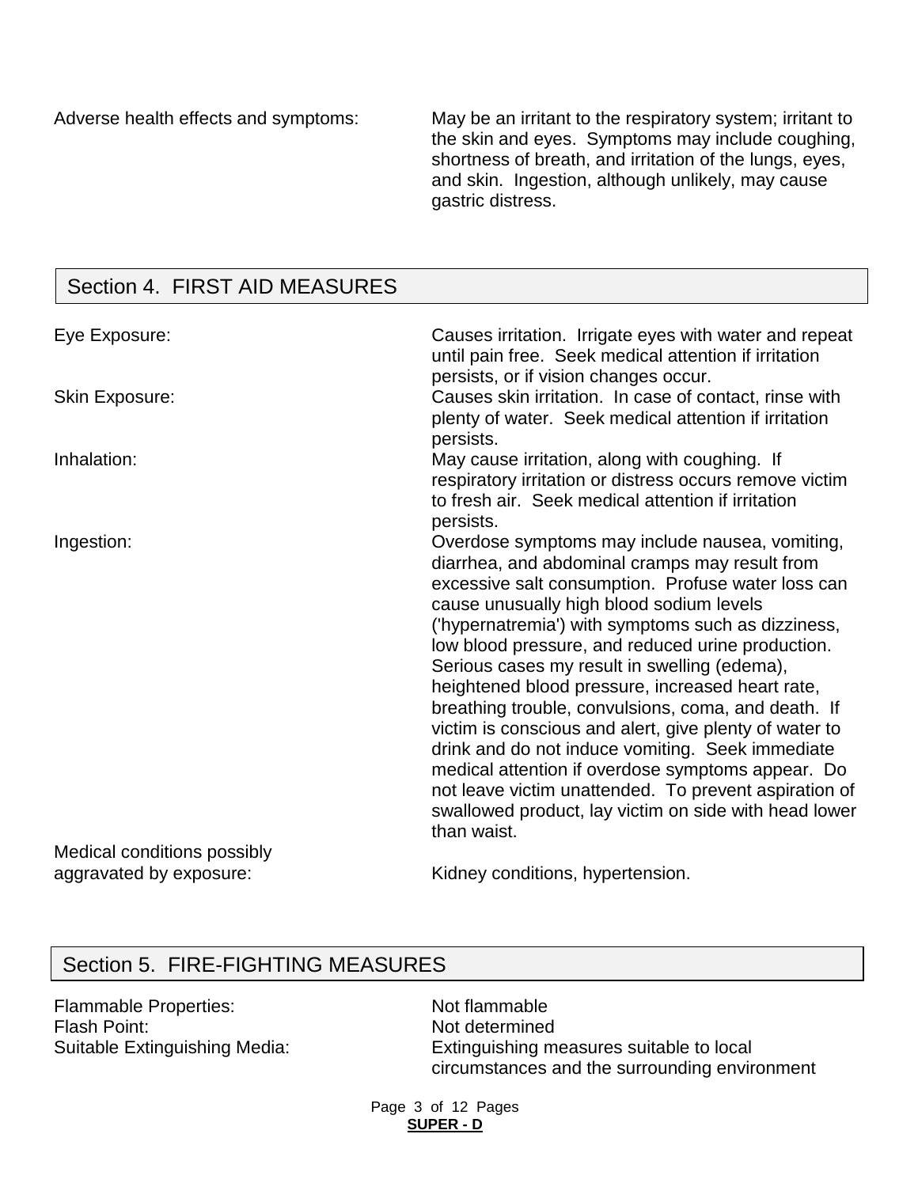| | |
|---|---|
| Adverse health effects and symptoms: | May be an irritant to the respiratory system; irritant to the skin and eyes. Symptoms may include coughing, shortness of breath, and irritation of the lungs, eyes, and skin. Ingestion, although unlikely, may cause gastric distress. |

## Section 4. FIRST AID MEASURES

| | |
|---|---|
| Eye Exposure: | Causes irritation. Irrigate eyes with water and repeat until pain free. Seek medical attention if irritation persists, or if vision changes occur. |
| Skin Exposure: | Causes skin irritation. In case of contact, rinse with plenty of water. Seek medical attention if irritation persists. |
| Inhalation: | May cause irritation, along with coughing. If respiratory irritation or distress occurs remove victim to fresh air. Seek medical attention if irritation persists. |
| Ingestion: | Overdose symptoms may include nausea, vomiting, diarrhea, and abdominal cramps may result from excessive salt consumption. Profuse water loss can cause unusually high blood sodium levels ('hypernatremia') with symptoms such as dizziness, low blood pressure, and reduced urine production. Serious cases my result in swelling (edema), heightened blood pressure, increased heart rate, breathing trouble, convulsions, coma, and death. If victim is conscious and alert, give plenty of water to drink and do not induce vomiting. Seek immediate medical attention if overdose symptoms appear. Do not leave victim unattended. To prevent aspiration of swallowed product, lay victim on side with head lower than waist. |
| Medical conditions possibly aggravated by exposure: | Kidney conditions, hypertension. |

## Section 5. FIRE-FIGHTING MEASURES

| | |
|---|---|
| Flammable Properties: | Not flammable |
| Flash Point: | Not determined |
| Suitable Extinguishing Media: | Extinguishing measures suitable to local circumstances and the surrounding environment |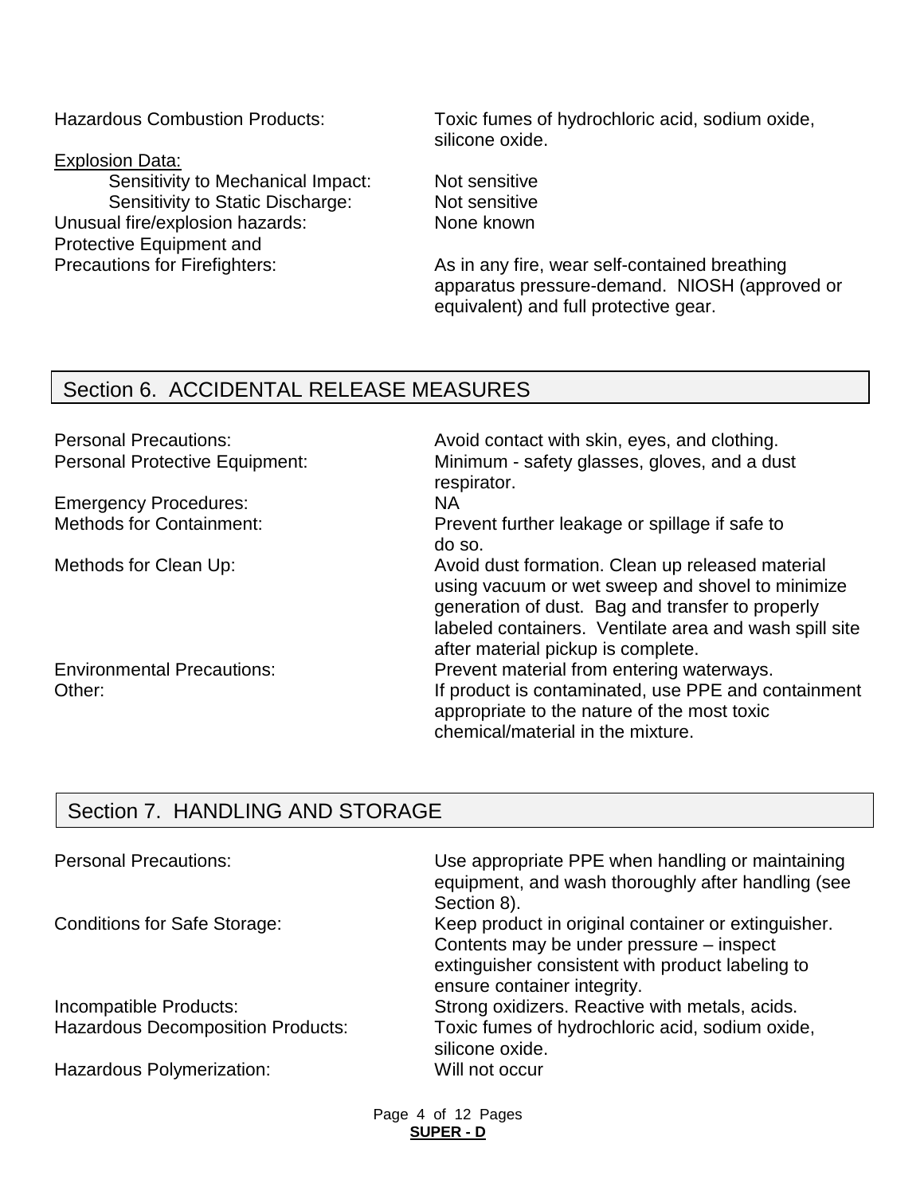Hazardous Combustion Products: Toxic fumes of hydrochloric acid, sodium oxide, silicone oxide.

<u>Explosion Data:</u>

Sensitivity to Mechanical Impact: Not sensitive

Sensitivity to Static Discharge: Not sensitive

Unusual fire/explosion hazards: None known

Protective Equipment and Precautions for Firefighters: As in any fire, wear self-contained breathing apparatus pressure-demand. NIOSH (approved or equivalent) and full protective gear.

## Section 6. ACCIDENTAL RELEASE MEASURES

Personal Precautions: Avoid contact with skin, eyes, and clothing.

Personal Protective Equipment: Minimum - safety glasses, gloves, and a dust respirator.

Emergency Procedures: NA

Methods for Containment: Prevent further leakage or spillage if safe to do so.

Methods for Clean Up: Avoid dust formation. Clean up released material using vacuum or wet sweep and shovel to minimize generation of dust. Bag and transfer to properly labeled containers. Ventilate area and wash spill site after material pickup is complete.

Environmental Precautions: Prevent material from entering waterways.

Other: If product is contaminated, use PPE and containment appropriate to the nature of the most toxic chemical/material in the mixture.

## Section 7. HANDLING AND STORAGE

Personal Precautions: Use appropriate PPE when handling or maintaining equipment, and wash thoroughly after handling (see Section 8).

Conditions for Safe Storage: Keep product in original container or extinguisher. Contents may be under pressure – inspect extinguisher consistent with product labeling to ensure container integrity.

Incompatible Products: Strong oxidizers. Reactive with metals, acids.

Hazardous Decomposition Products: Toxic fumes of hydrochloric acid, sodium oxide, silicone oxide.

Hazardous Polymerization: Will not occur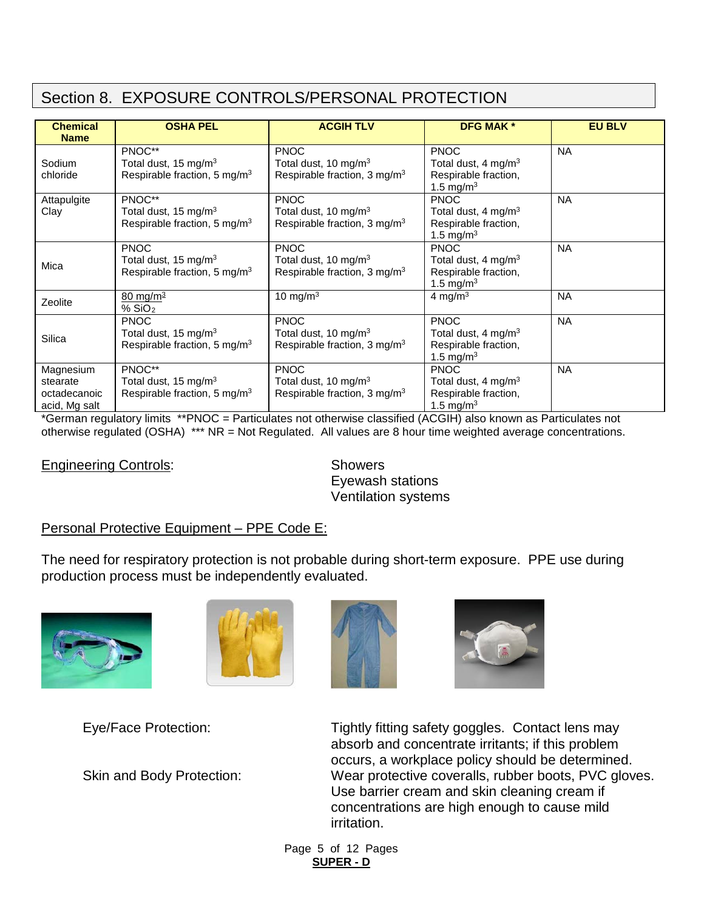## Section 8. EXPOSURE CONTROLS/PERSONAL PROTECTION

| Chemical Name | OSHA PEL | ACGIH TLV | DFG MAK * | EU BLV |
|---|---|---|---|---|
| Sodium chloride | PNOC** Total dust, 15 mg/m$^3$ Respirable fraction, 5 mg/m$^3$ | PNOC Total dust, 10 mg/m$^3$ Respirable fraction, 3 mg/m$^3$ | PNOC Total dust, 4 mg/m$^3$ Respirable fraction, 1.5 mg/m$^3$ | NA |
| Attapulgite Clay | PNOC** Total dust, 15 mg/m$^3$ Respirable fraction, 5 mg/m$^3$ | PNOC Total dust, 10 mg/m$^3$ Respirable fraction, 3 mg/m$^3$ | PNOC Total dust, 4 mg/m$^3$ Respirable fraction, 1.5 mg/m$^3$ | NA |
| Mica | PNOC Total dust, 15 mg/m$^3$ Respirable fraction, 5 mg/m$^3$ | PNOC Total dust, 10 mg/m$^3$ Respirable fraction, 3 mg/m$^3$ | PNOC Total dust, 4 mg/m$^3$ Respirable fraction, 1.5 mg/m$^3$ | NA |
| Zeolite | $\frac{80 \text{ mg/m}^3}{\% \ SiO_2}$ | 10 mg/m$^3$ | 4 mg/m$^3$ | NA |
| Silica | PNOC Total dust, 15 mg/m$^3$ Respirable fraction, 5 mg/m$^3$ | PNOC Total dust, 10 mg/m$^3$ Respirable fraction, 3 mg/m$^3$ | PNOC Total dust, 4 mg/m$^3$ Respirable fraction, 1.5 mg/m$^3$ | NA |
| Magnesium stearate octadecanoic acid, Mg salt | PNOC** Total dust, 15 mg/m$^3$ Respirable fraction, 5 mg/m$^3$ | PNOC Total dust, 10 mg/m$^3$ Respirable fraction, 3 mg/m$^3$ | PNOC Total dust, 4 mg/m$^3$ Respirable fraction, 1.5 mg/m$^3$ | NA |

*German regulatory limits **PNOC = Particulates not otherwise classified (ACGIH) also known as Particulates not otherwise regulated (OSHA) *** NR = Not Regulated. All values are 8 hour time weighted average concentrations.

Engineering Controls:
Showers
Eyewash stations
Ventilation systems

Personal Protective Equipment – PPE Code E:

The need for respiratory protection is not probable during short-term exposure. PPE use during production process must be independently evaluated.

Eye/Face Protection: Tightly fitting safety goggles. Contact lens may absorb and concentrate irritants; if this problem occurs, a workplace policy should be determined.

Skin and Body Protection: Wear protective coveralls, rubber boots, PVC gloves. Use barrier cream and skin cleaning cream if concentrations are high enough to cause mild irritation.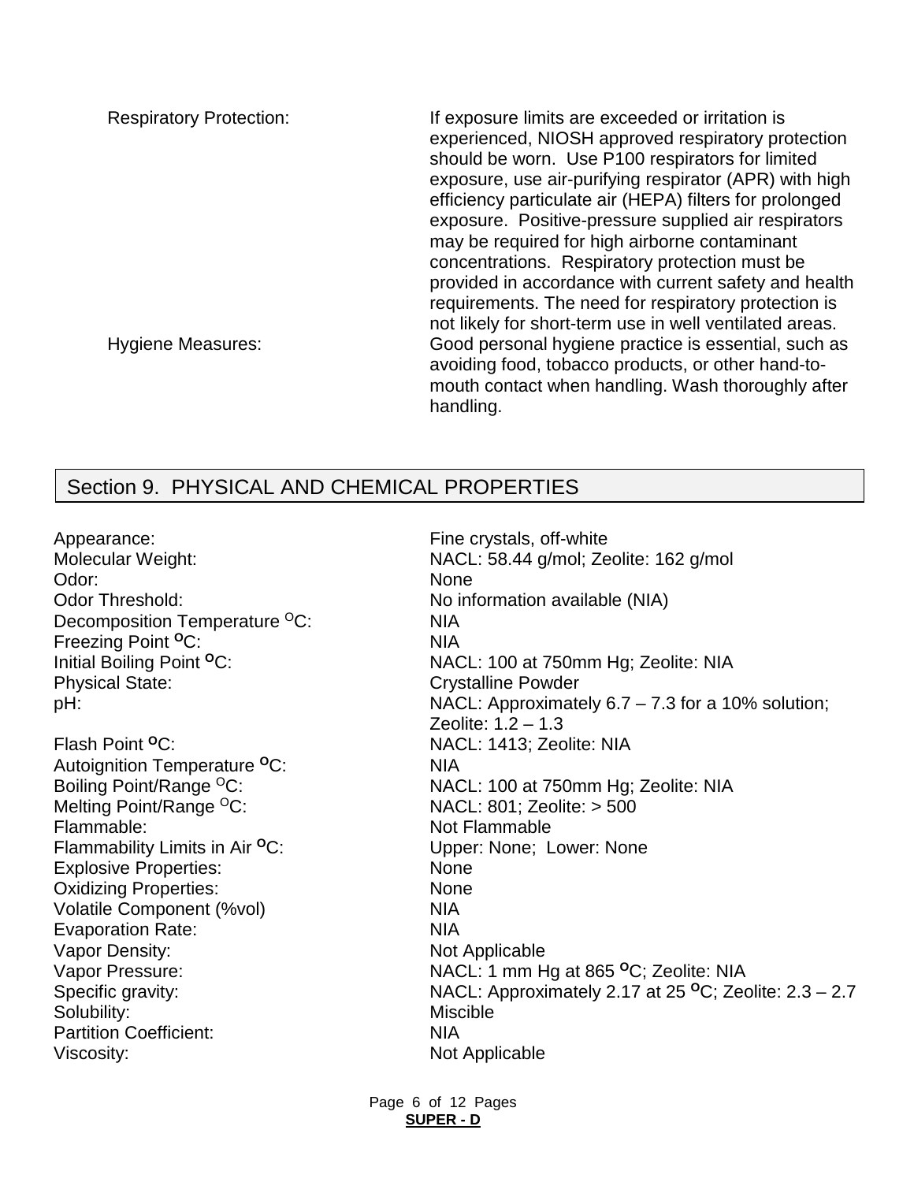| | |
|---|---|
| Respiratory Protection: | If exposure limits are exceeded or irritation is experienced, NIOSH approved respiratory protection should be worn. Use P100 respirators for limited exposure, use air-purifying respirator (APR) with high efficiency particulate air (HEPA) filters for prolonged exposure. Positive-pressure supplied air respirators may be required for high airborne contaminant concentrations. Respiratory protection must be provided in accordance with current safety and health requirements. The need for respiratory protection is not likely for short-term use in well ventilated areas. |
| Hygiene Measures: | Good personal hygiene practice is essential, such as avoiding food, tobacco products, or other hand-to-mouth contact when handling. Wash thoroughly after handling. |

## Section 9. PHYSICAL AND CHEMICAL PROPERTIES

| | |
|---|---|
| Appearance: | Fine crystals, off-white |
| Molecular Weight: | NACL: 58.44 g/mol; Zeolite: 162 g/mol |
| Odor: | None |
| Odor Threshold: | No information available (NIA) |
| Decomposition Temperature $^{O}$C: | NIA |
| Freezing Point $^{O}$C: | NIA |
| Initial Boiling Point $^{O}$C: | NACL: 100 at 750mm Hg; Zeolite: NIA |
| Physical State: | Crystalline Powder |
| pH: | NACL: Approximately 6.7 – 7.3 for a 10% solution; Zeolite: 1.2 – 1.3 |
| Flash Point $^{O}$C: | NACL: 1413; Zeolite: NIA |
| Autoignition Temperature $^{O}$C: | NIA |
| Boiling Point/Range $^{O}$C: | NACL: 100 at 750mm Hg; Zeolite: NIA |
| Melting Point/Range $^{O}$C: | NACL: 801; Zeolite: > 500 |
| Flammable: | Not Flammable |
| Flammability Limits in Air $^{O}$C: | Upper: None; Lower: None |
| Explosive Properties: | None |
| Oxidizing Properties: | None |
| Volatile Component (%vol) | NIA |
| Evaporation Rate: | NIA |
| Vapor Density: | Not Applicable |
| Vapor Pressure: | NACL: 1 mm Hg at 865 $^{O}$C; Zeolite: NIA |
| Specific gravity: | NACL: Approximately 2.17 at 25 $^{O}$C; Zeolite: 2.3 – 2.7 |
| Solubility: | Miscible |
| Partition Coefficient: | NIA |
| Viscosity: | Not Applicable |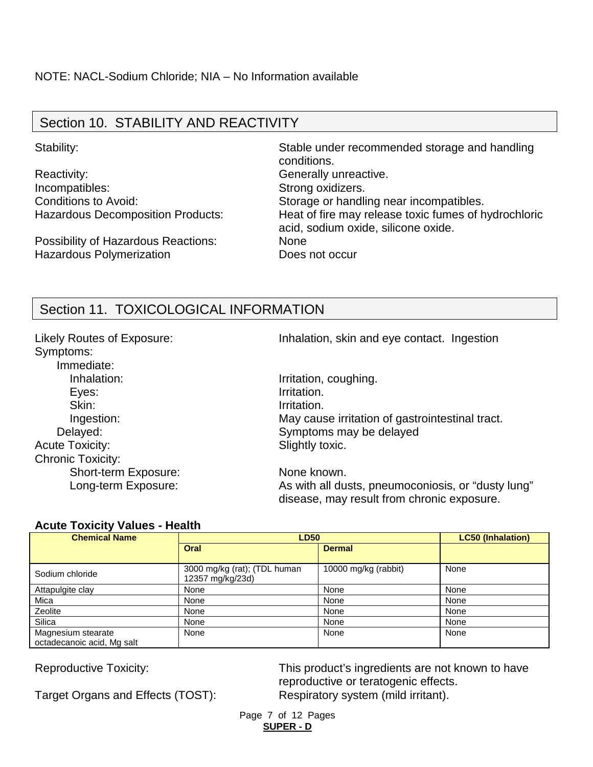NOTE: NACL-Sodium Chloride; NIA – No Information available

## Section 10. STABILITY AND REACTIVITY

Stability: Stable under recommended storage and handling conditions.

Reactivity: Generally unreactive.

Incompatibles: Strong oxidizers.

Conditions to Avoid: Storage or handling near incompatibles.

Hazardous Decomposition Products: Heat of fire may release toxic fumes of hydrochloric acid, sodium oxide, silicone oxide.

Possibility of Hazardous Reactions: None

Hazardous Polymerization Does not occur

## Section 11. TOXICOLOGICAL INFORMATION

Likely Routes of Exposure: Inhalation, skin and eye contact. Ingestion

Symptoms:

- Immediate:
  - Inhalation: Irritation, coughing.
  - Eyes: Irritation.
  - Skin: Irritation.
  - Ingestion: May cause irritation of gastrointestinal tract.
- Delayed: Symptoms may be delayed

Acute Toxicity: Slightly toxic.

Chronic Toxicity:

- Short-term Exposure: None known.
- Long-term Exposure: As with all dusts, pneumoconiosis, or "dusty lung" disease, may result from chronic exposure.

**Acute Toxicity Values - Health**

| Chemical Name | LD50 | | LC50 (Inhalation) |
|---|---|---|---|
| | Oral | Dermal | |
| Sodium chloride | 3000 mg/kg (rat); (TDL human 12357 mg/kg/23d) | 10000 mg/kg (rabbit) | None |
| Attapulgite clay | None | None | None |
| Mica | None | None | None |
| Zeolite | None | None | None |
| Silica | None | None | None |
| Magnesium stearate octadecanoic acid, Mg salt | None | None | None |

Reproductive Toxicity: This product's ingredients are not known to have reproductive or teratogenic effects.

Target Organs and Effects (TOST): Respiratory system (mild irritant).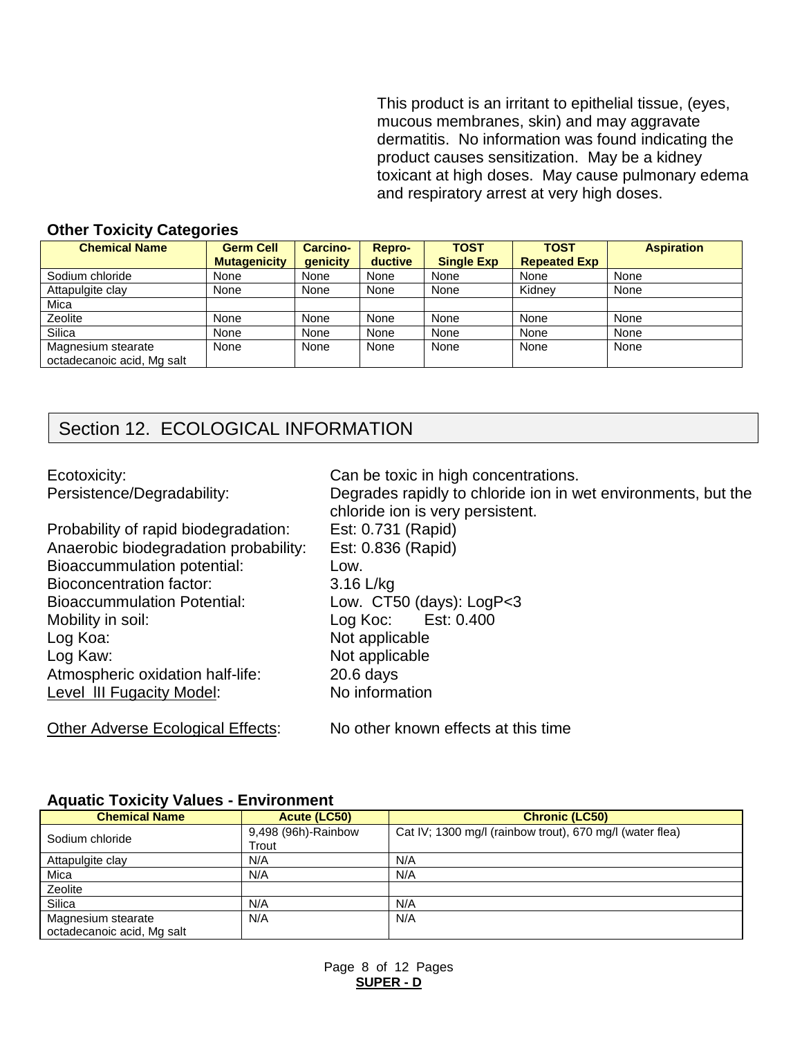This product is an irritant to epithelial tissue, (eyes, mucous membranes, skin) and may aggravate dermatitis. No information was found indicating the product causes sensitization. May be a kidney toxicant at high doses. May cause pulmonary edema and respiratory arrest at very high doses.

### Other Toxicity Categories

| Chemical Name | Germ Cell Mutagenicity | Carcino-genicity | Repro-ductive | TOST Single Exp | TOST Repeated Exp | Aspiration |
|---|---|---|---|---|---|---|
| Sodium chloride | None | None | None | None | None | None |
| Attapulgite clay | None | None | None | None | Kidney | None |
| Mica | | | | | | |
| Zeolite | None | None | None | None | None | None |
| Silica | None | None | None | None | None | None |
| Magnesium stearate octadecanoic acid, Mg salt | None | None | None | None | None | None |

## Section 12. ECOLOGICAL INFORMATION

Ecotoxicity: Can be toxic in high concentrations.

Persistence/Degradability: Degrades rapidly to chloride ion in wet environments, but the chloride ion is very persistent.

Probability of rapid biodegradation: Est: 0.731 (Rapid)

Anaerobic biodegradation probability: Est: 0.836 (Rapid)

Bioaccummulation potential: Low.

Bioconcentration factor: 3.16 L/kg

Bioaccummulation Potential: Low. CT50 (days): LogP<3

Mobility in soil: Log Koc: Est: 0.400

Log Koa: Not applicable

Log Kaw: Not applicable

Atmospheric oxidation half-life: 20.6 days

Level III Fugacity Model: No information

Other Adverse Ecological Effects: No other known effects at this time

### Aquatic Toxicity Values - Environment

| Chemical Name | Acute (LC50) | Chronic (LC50) |
|---|---|---|
| Sodium chloride | 9,498 (96h)-Rainbow Trout | Cat IV; 1300 mg/l (rainbow trout), 670 mg/l (water flea) |
| Attapulgite clay | N/A | N/A |
| Mica | N/A | N/A |
| Zeolite | | |
| Silica | N/A | N/A |
| Magnesium stearate octadecanoic acid, Mg salt | N/A | N/A |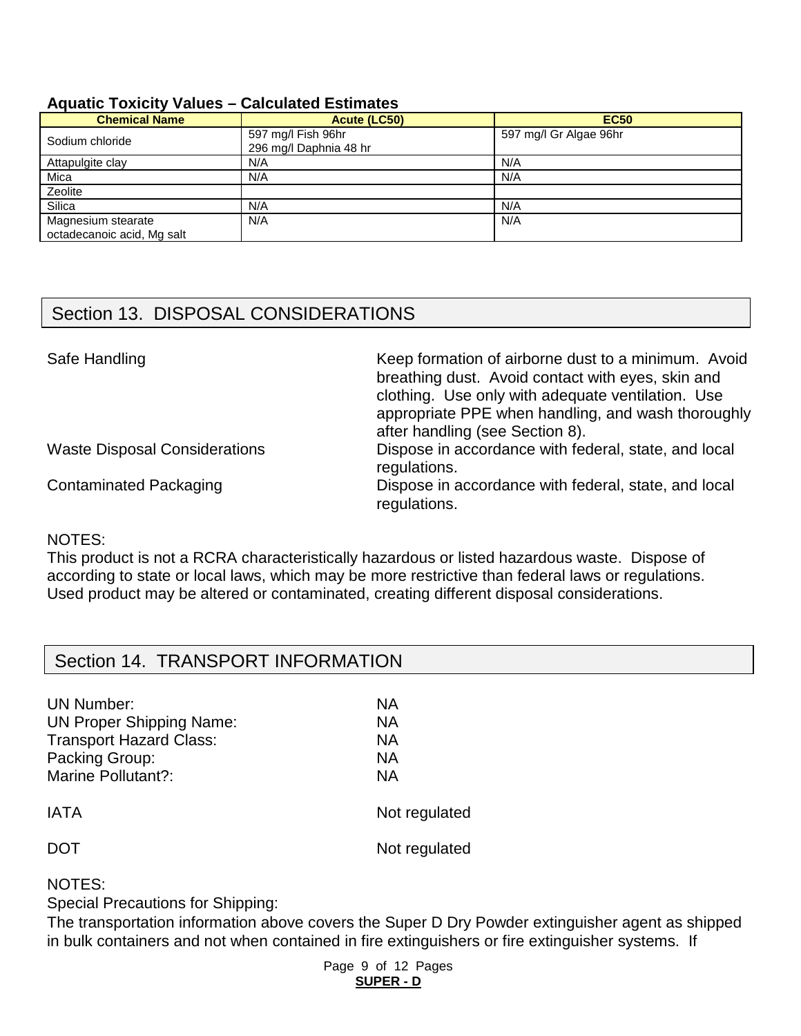### Aquatic Toxicity Values – Calculated Estimates

| Chemical Name | Acute (LC50) | EC50 |
|---|---|---|
| Sodium chloride | 597 mg/l Fish 96hr<br>296 mg/l Daphnia 48 hr | 597 mg/l Gr Algae 96hr |
| Attapulgite clay | N/A | N/A |
| Mica | N/A | N/A |
| Zeolite | | |
| Silica | N/A | N/A |
| Magnesium stearate<br>octadecanoic acid, Mg salt | N/A | N/A |

## Section 13. DISPOSAL CONSIDERATIONS

| | |
|---|---|
| Safe Handling | Keep formation of airborne dust to a minimum. Avoid breathing dust. Avoid contact with eyes, skin and clothing. Use only with adequate ventilation. Use appropriate PPE when handling, and wash thoroughly after handling (see Section 8). |
| Waste Disposal Considerations | Dispose in accordance with federal, state, and local regulations. |
| Contaminated Packaging | Dispose in accordance with federal, state, and local regulations. |

NOTES:
This product is not a RCRA characteristically hazardous or listed hazardous waste. Dispose of according to state or local laws, which may be more restrictive than federal laws or regulations. Used product may be altered or contaminated, creating different disposal considerations.

## Section 14. TRANSPORT INFORMATION

| | |
|---|---|
| UN Number: | NA |
| UN Proper Shipping Name: | NA |
| Transport Hazard Class: | NA |
| Packing Group: | NA |
| Marine Pollutant?: | NA |
| IATA | Not regulated |
| DOT | Not regulated |

NOTES:
Special Precautions for Shipping:
The transportation information above covers the Super D Dry Powder extinguisher agent as shipped in bulk containers and not when contained in fire extinguishers or fire extinguisher systems. If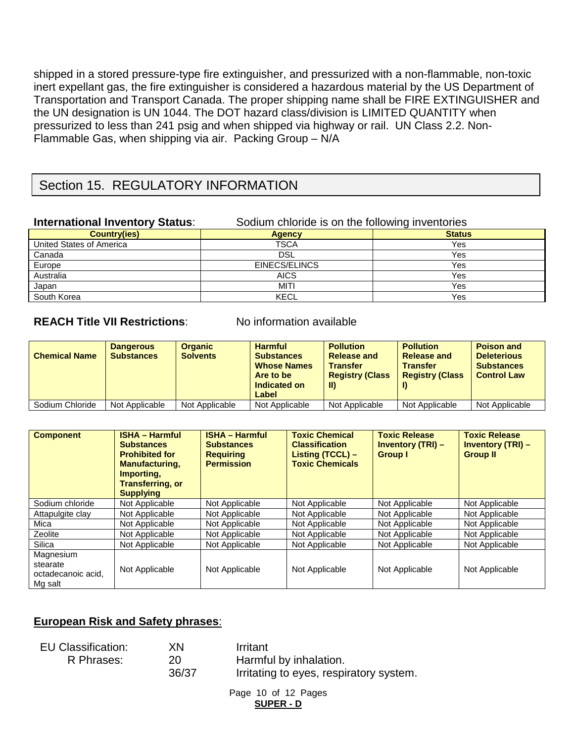shipped in a stored pressure-type fire extinguisher, and pressurized with a non-flammable, non-toxic inert expellant gas, the fire extinguisher is considered a hazardous material by the US Department of Transportation and Transport Canada. The proper shipping name shall be FIRE EXTINGUISHER and the UN designation is UN 1044. The DOT hazard class/division is LIMITED QUANTITY when pressurized to less than 241 psig and when shipped via highway or rail. UN Class 2.2. Non-Flammable Gas, when shipping via air. Packing Group – N/A

## Section 15. REGULATORY INFORMATION

**International Inventory Status**: Sodium chloride is on the following inventories

| Country(ies) | Agency | Status |
|---|---|---|
| United States of America | TSCA | Yes |
| Canada | DSL | Yes |
| Europe | EINECS/ELINCS | Yes |
| Australia | AICS | Yes |
| Japan | MITI | Yes |
| South Korea | KECL | Yes |

**REACH Title VII Restrictions**: No information available

| Chemical Name | Dangerous Substances | Organic Solvents | Harmful Substances Whose Names Are to be Indicated on Label | Pollution Release and Transfer Registry (Class II) | Pollution Release and Transfer Registry (Class I) | Poison and Deleterious Substances Control Law |
|---|---|---|---|---|---|---|
| Sodium Chloride | Not Applicable | Not Applicable | Not Applicable | Not Applicable | Not Applicable | Not Applicable |

| Component | ISHA – Harmful Substances Prohibited for Manufacturing, Importing, Transferring, or Supplying | ISHA – Harmful Substances Requiring Permission | Toxic Chemical Classification Listing (TCCL) – Toxic Chemicals | Toxic Release Inventory (TRI) – Group I | Toxic Release Inventory (TRI) – Group II |
|---|---|---|---|---|---|
| Sodium chloride | Not Applicable | Not Applicable | Not Applicable | Not Applicable | Not Applicable |
| Attapulgite clay | Not Applicable | Not Applicable | Not Applicable | Not Applicable | Not Applicable |
| Mica | Not Applicable | Not Applicable | Not Applicable | Not Applicable | Not Applicable |
| Zeolite | Not Applicable | Not Applicable | Not Applicable | Not Applicable | Not Applicable |
| Silica | Not Applicable | Not Applicable | Not Applicable | Not Applicable | Not Applicable |
| Magnesium stearate octadecanoic acid, Mg salt | Not Applicable | Not Applicable | Not Applicable | Not Applicable | Not Applicable |

**European Risk and Safety phrases**:

| | | |
|---|---|---|
| EU Classification: | XN | Irritant |
| R Phrases: | 20 | Harmful by inhalation. |
| | 36/37 | Irritating to eyes, respiratory system. |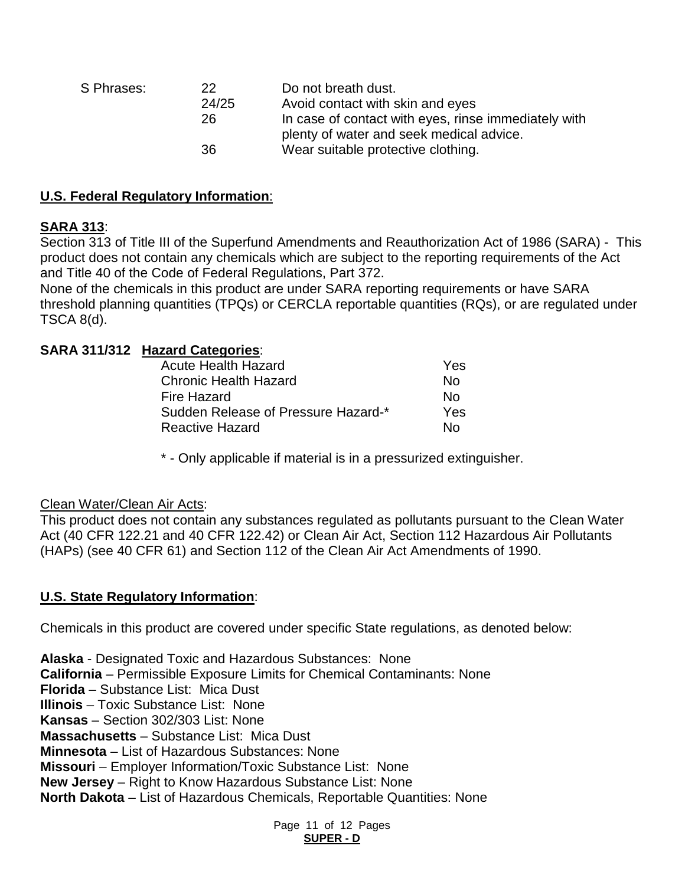| S Phrases: | 22 | Do not breath dust. |
|---|---|---|
| | 24/25 | Avoid contact with skin and eyes |
| | 26 | In case of contact with eyes, rinse immediately with plenty of water and seek medical advice. |
| | 36 | Wear suitable protective clothing. |

**U.S. Federal Regulatory Information**:

**SARA 313**:

Section 313 of Title III of the Superfund Amendments and Reauthorization Act of 1986 (SARA) - This product does not contain any chemicals which are subject to the reporting requirements of the Act and Title 40 of the Code of Federal Regulations, Part 372.

None of the chemicals in this product are under SARA reporting requirements or have SARA threshold planning quantities (TPQs) or CERCLA reportable quantities (RQs), or are regulated under TSCA 8(d).

**SARA 311/312 Hazard Categories**:

| Hazard Category | |
|---|---|
| Acute Health Hazard | Yes |
| Chronic Health Hazard | No |
| Fire Hazard | No |
| Sudden Release of Pressure Hazard-* | Yes |
| Reactive Hazard | No |

* - Only applicable if material is in a pressurized extinguisher.

Clean Water/Clean Air Acts:

This product does not contain any substances regulated as pollutants pursuant to the Clean Water Act (40 CFR 122.21 and 40 CFR 122.42) or Clean Air Act, Section 112 Hazardous Air Pollutants (HAPs) (see 40 CFR 61) and Section 112 of the Clean Air Act Amendments of 1990.

**U.S. State Regulatory Information**:

Chemicals in this product are covered under specific State regulations, as denoted below:

**Alaska** - Designated Toxic and Hazardous Substances: None
**California** – Permissible Exposure Limits for Chemical Contaminants: None
**Florida** – Substance List: Mica Dust
**Illinois** – Toxic Substance List: None
**Kansas** – Section 302/303 List: None
**Massachusetts** – Substance List: Mica Dust
**Minnesota** – List of Hazardous Substances: None
**Missouri** – Employer Information/Toxic Substance List: None
**New Jersey** – Right to Know Hazardous Substance List: None
**North Dakota** – List of Hazardous Chemicals, Reportable Quantities: None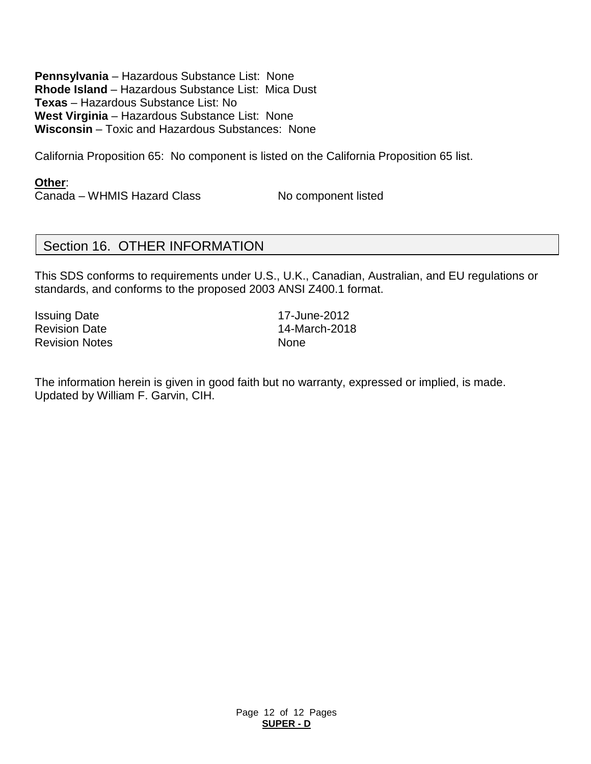**Pennsylvania** – Hazardous Substance List: None
**Rhode Island** – Hazardous Substance List: Mica Dust
**Texas** – Hazardous Substance List: No
**West Virginia** – Hazardous Substance List: None
**Wisconsin** – Toxic and Hazardous Substances: None

California Proposition 65: No component is listed on the California Proposition 65 list.

**Other**:
Canada – WHMIS Hazard Class No component listed

## Section 16. OTHER INFORMATION

This SDS conforms to requirements under U.S., U.K., Canadian, Australian, and EU regulations or standards, and conforms to the proposed 2003 ANSI Z400.1 format.

| | |
|---|---|
| Issuing Date | 17-June-2012 |
| Revision Date | 14-March-2018 |
| Revision Notes | None |

The information herein is given in good faith but no warranty, expressed or implied, is made.
Updated by William F. Garvin, CIH.